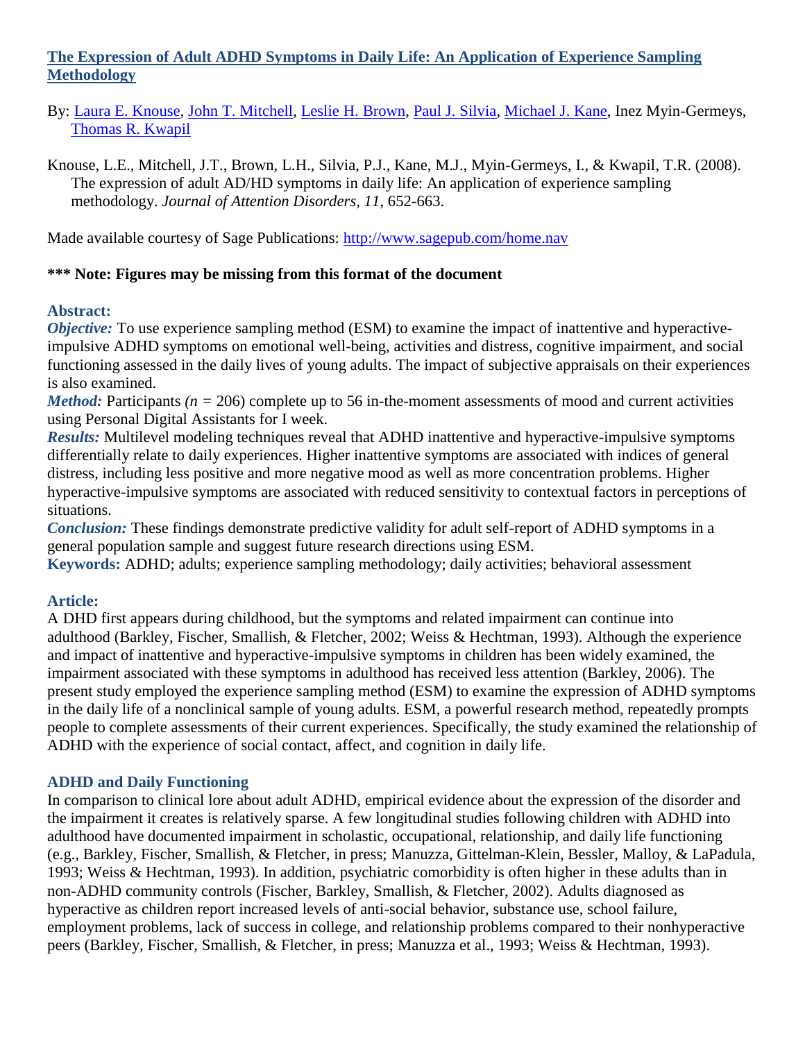# [The Expression of Adult ADHD Symptoms in Daily Life: An Application of Experience Sampling Methodology](#)

By: Laura E. Knouse, John T. Mitchell, Leslie H. Brown, Paul J. Silvia, Michael J. Kane, Inez Myin-Germeys, Thomas R. Kwapil

Knouse, L.E., Mitchell, J.T., Brown, L.H., Silvia, P.J., Kane, M.J., Myin-Germeys, I., & Kwapil, T.R. (2008). The expression of adult AD/HD symptoms in daily life: An application of experience sampling methodology. *Journal of Attention Disorders, 11*, 652-663.

Made available courtesy of Sage Publications: http://www.sagepub.com/home.nav

**\*\*\* Note: Figures may be missing from this format of the document**

## Abstract:

***Objective:*** To use experience sampling method (ESM) to examine the impact of inattentive and hyperactive-impulsive ADHD symptoms on emotional well-being, activities and distress, cognitive impairment, and social functioning assessed in the daily lives of young adults. The impact of subjective appraisals on their experiences is also examined.

***Method:*** Participants *(n* = 206) complete up to 56 in-the-moment assessments of mood and current activities using Personal Digital Assistants for I week.

***Results:*** Multilevel modeling techniques reveal that ADHD inattentive and hyperactive-impulsive symptoms differentially relate to daily experiences. Higher inattentive symptoms are associated with indices of general distress, including less positive and more negative mood as well as more concentration problems. Higher hyperactive-impulsive symptoms are associated with reduced sensitivity to contextual factors in perceptions of situations.

***Conclusion:*** These findings demonstrate predictive validity for adult self-report of ADHD symptoms in a general population sample and suggest future research directions using ESM.

**Keywords:** ADHD; adults; experience sampling methodology; daily activities; behavioral assessment

## Article:

A DHD first appears during childhood, but the symptoms and related impairment can continue into adulthood (Barkley, Fischer, Smallish, & Fletcher, 2002; Weiss & Hechtman, 1993). Although the experience and impact of inattentive and hyperactive-impulsive symptoms in children has been widely examined, the impairment associated with these symptoms in adulthood has received less attention (Barkley, 2006). The present study employed the experience sampling method (ESM) to examine the expression of ADHD symptoms in the daily life of a nonclinical sample of young adults. ESM, a powerful research method, repeatedly prompts people to complete assessments of their current experiences. Specifically, the study examined the relationship of ADHD with the experience of social contact, affect, and cognition in daily life.

## ADHD and Daily Functioning

In comparison to clinical lore about adult ADHD, empirical evidence about the expression of the disorder and the impairment it creates is relatively sparse. A few longitudinal studies following children with ADHD into adulthood have documented impairment in scholastic, occupational, relationship, and daily life functioning (e.g., Barkley, Fischer, Smallish, & Fletcher, in press; Manuzza, Gittelman-Klein, Bessler, Malloy, & LaPadula, 1993; Weiss & Hechtman, 1993). In addition, psychiatric comorbidity is often higher in these adults than in non-ADHD community controls (Fischer, Barkley, Smallish, & Fletcher, 2002). Adults diagnosed as hyperactive as children report increased levels of anti-social behavior, substance use, school failure, employment problems, lack of success in college, and relationship problems compared to their nonhyperactive peers (Barkley, Fischer, Smallish, & Fletcher, in press; Manuzza et al., 1993; Weiss & Hechtman, 1993).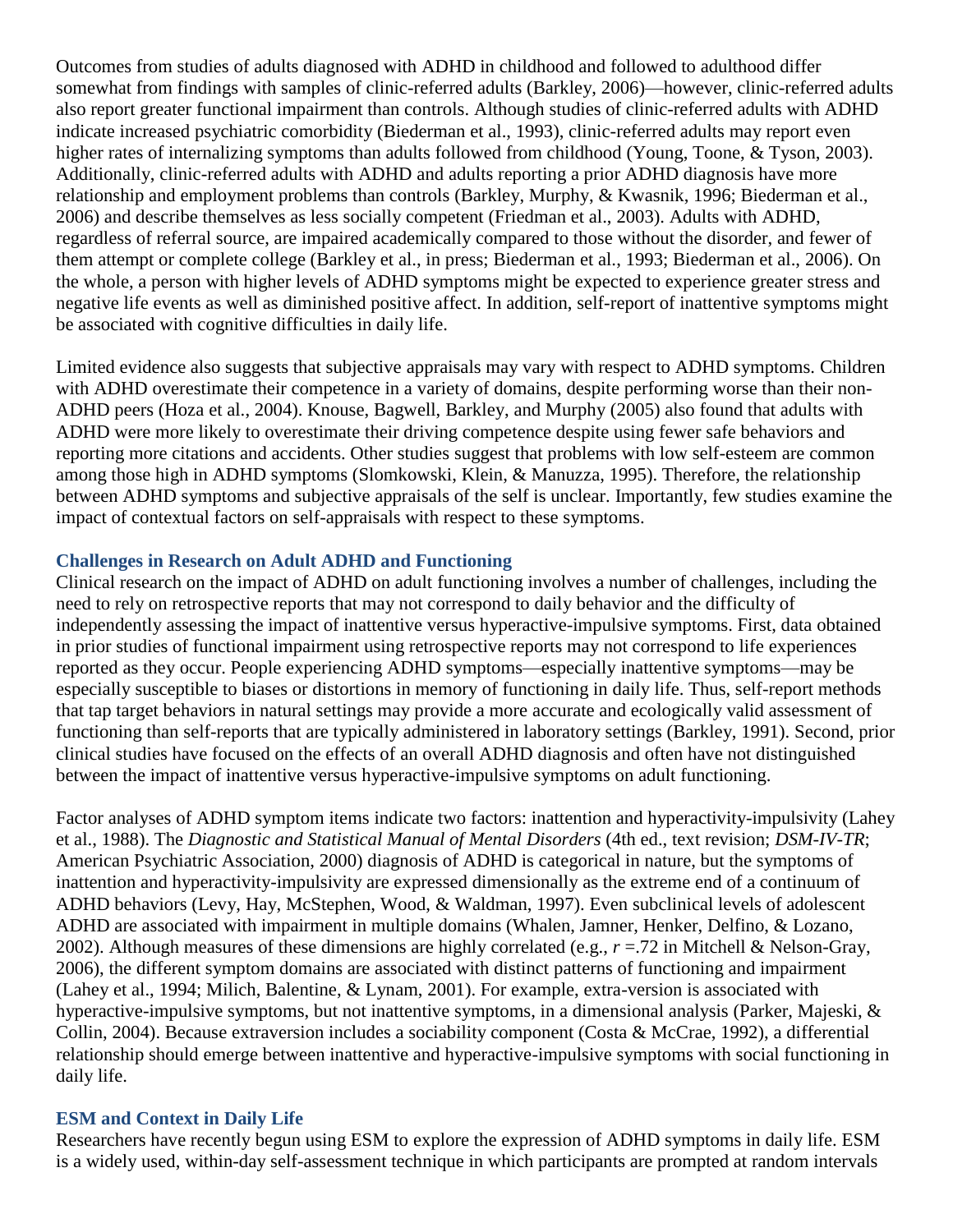Outcomes from studies of adults diagnosed with ADHD in childhood and followed to adulthood differ somewhat from findings with samples of clinic-referred adults (Barkley, 2006)—however, clinic-referred adults also report greater functional impairment than controls. Although studies of clinic-referred adults with ADHD indicate increased psychiatric comorbidity (Biederman et al., 1993), clinic-referred adults may report even higher rates of internalizing symptoms than adults followed from childhood (Young, Toone, & Tyson, 2003). Additionally, clinic-referred adults with ADHD and adults reporting a prior ADHD diagnosis have more relationship and employment problems than controls (Barkley, Murphy, & Kwasnik, 1996; Biederman et al., 2006) and describe themselves as less socially competent (Friedman et al., 2003). Adults with ADHD, regardless of referral source, are impaired academically compared to those without the disorder, and fewer of them attempt or complete college (Barkley et al., in press; Biederman et al., 1993; Biederman et al., 2006). On the whole, a person with higher levels of ADHD symptoms might be expected to experience greater stress and negative life events as well as diminished positive affect. In addition, self-report of inattentive symptoms might be associated with cognitive difficulties in daily life.

Limited evidence also suggests that subjective appraisals may vary with respect to ADHD symptoms. Children with ADHD overestimate their competence in a variety of domains, despite performing worse than their non-ADHD peers (Hoza et al., 2004). Knouse, Bagwell, Barkley, and Murphy (2005) also found that adults with ADHD were more likely to overestimate their driving competence despite using fewer safe behaviors and reporting more citations and accidents. Other studies suggest that problems with low self-esteem are common among those high in ADHD symptoms (Slomkowski, Klein, & Manuzza, 1995). Therefore, the relationship between ADHD symptoms and subjective appraisals of the self is unclear. Importantly, few studies examine the impact of contextual factors on self-appraisals with respect to these symptoms.

### Challenges in Research on Adult ADHD and Functioning

Clinical research on the impact of ADHD on adult functioning involves a number of challenges, including the need to rely on retrospective reports that may not correspond to daily behavior and the difficulty of independently assessing the impact of inattentive versus hyperactive-impulsive symptoms. First, data obtained in prior studies of functional impairment using retrospective reports may not correspond to life experiences reported as they occur. People experiencing ADHD symptoms—especially inattentive symptoms—may be especially susceptible to biases or distortions in memory of functioning in daily life. Thus, self-report methods that tap target behaviors in natural settings may provide a more accurate and ecologically valid assessment of functioning than self-reports that are typically administered in laboratory settings (Barkley, 1991). Second, prior clinical studies have focused on the effects of an overall ADHD diagnosis and often have not distinguished between the impact of inattentive versus hyperactive-impulsive symptoms on adult functioning.

Factor analyses of ADHD symptom items indicate two factors: inattention and hyperactivity-impulsivity (Lahey et al., 1988). The *Diagnostic and Statistical Manual of Mental Disorders* (4th ed., text revision; *DSM-IV-TR*; American Psychiatric Association, 2000) diagnosis of ADHD is categorical in nature, but the symptoms of inattention and hyperactivity-impulsivity are expressed dimensionally as the extreme end of a continuum of ADHD behaviors (Levy, Hay, McStephen, Wood, & Waldman, 1997). Even subclinical levels of adolescent ADHD are associated with impairment in multiple domains (Whalen, Jamner, Henker, Delfino, & Lozano, 2002). Although measures of these dimensions are highly correlated (e.g., $r$ =.72 in Mitchell & Nelson-Gray, 2006), the different symptom domains are associated with distinct patterns of functioning and impairment (Lahey et al., 1994; Milich, Balentine, & Lynam, 2001). For example, extra-version is associated with hyperactive-impulsive symptoms, but not inattentive symptoms, in a dimensional analysis (Parker, Majeski, & Collin, 2004). Because extraversion includes a sociability component (Costa & McCrae, 1992), a differential relationship should emerge between inattentive and hyperactive-impulsive symptoms with social functioning in daily life.

### ESM and Context in Daily Life

Researchers have recently begun using ESM to explore the expression of ADHD symptoms in daily life. ESM is a widely used, within-day self-assessment technique in which participants are prompted at random intervals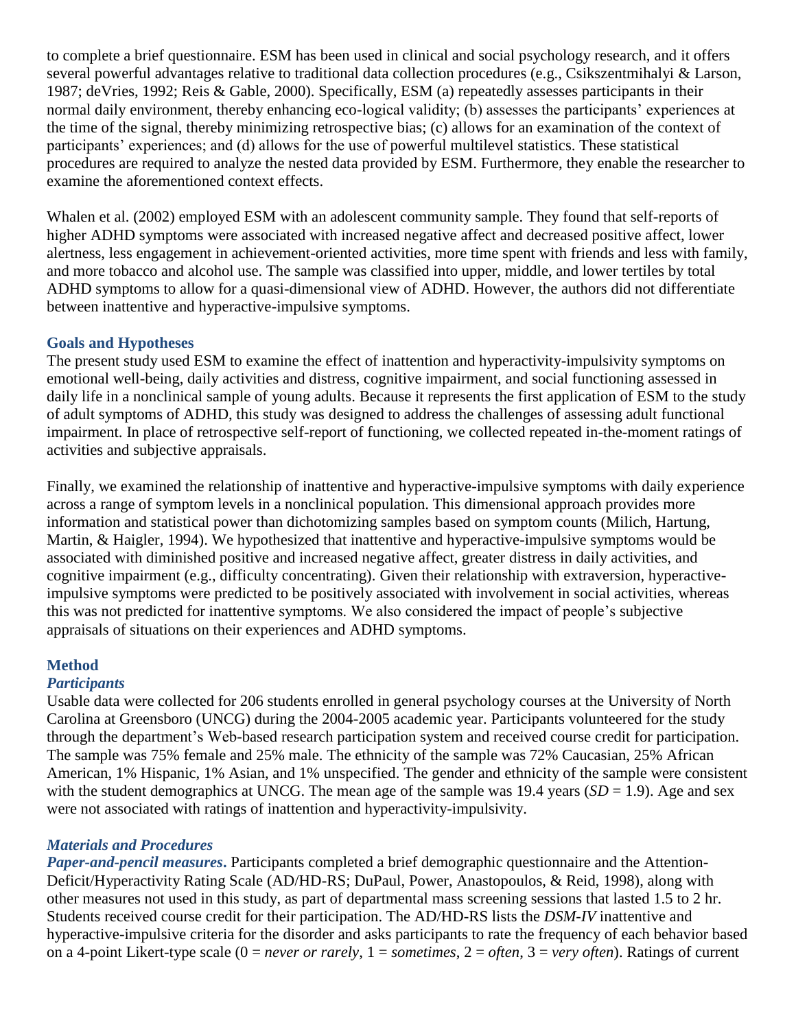to complete a brief questionnaire. ESM has been used in clinical and social psychology research, and it offers several powerful advantages relative to traditional data collection procedures (e.g., Csikszentmihalyi & Larson, 1987; deVries, 1992; Reis & Gable, 2000). Specifically, ESM (a) repeatedly assesses participants in their normal daily environment, thereby enhancing eco-logical validity; (b) assesses the participants' experiences at the time of the signal, thereby minimizing retrospective bias; (c) allows for an examination of the context of participants' experiences; and (d) allows for the use of powerful multilevel statistics. These statistical procedures are required to analyze the nested data provided by ESM. Furthermore, they enable the researcher to examine the aforementioned context effects.

Whalen et al. (2002) employed ESM with an adolescent community sample. They found that self-reports of higher ADHD symptoms were associated with increased negative affect and decreased positive affect, lower alertness, less engagement in achievement-oriented activities, more time spent with friends and less with family, and more tobacco and alcohol use. The sample was classified into upper, middle, and lower tertiles by total ADHD symptoms to allow for a quasi-dimensional view of ADHD. However, the authors did not differentiate between inattentive and hyperactive-impulsive symptoms.

## Goals and Hypotheses

The present study used ESM to examine the effect of inattention and hyperactivity-impulsivity symptoms on emotional well-being, daily activities and distress, cognitive impairment, and social functioning assessed in daily life in a nonclinical sample of young adults. Because it represents the first application of ESM to the study of adult symptoms of ADHD, this study was designed to address the challenges of assessing adult functional impairment. In place of retrospective self-report of functioning, we collected repeated in-the-moment ratings of activities and subjective appraisals.

Finally, we examined the relationship of inattentive and hyperactive-impulsive symptoms with daily experience across a range of symptom levels in a nonclinical population. This dimensional approach provides more information and statistical power than dichotomizing samples based on symptom counts (Milich, Hartung, Martin, & Haigler, 1994). We hypothesized that inattentive and hyperactive-impulsive symptoms would be associated with diminished positive and increased negative affect, greater distress in daily activities, and cognitive impairment (e.g., difficulty concentrating). Given their relationship with extraversion, hyperactive-impulsive symptoms were predicted to be positively associated with involvement in social activities, whereas this was not predicted for inattentive symptoms. We also considered the impact of people's subjective appraisals of situations on their experiences and ADHD symptoms.

## Method

### *Participants*

Usable data were collected for 206 students enrolled in general psychology courses at the University of North Carolina at Greensboro (UNCG) during the 2004-2005 academic year. Participants volunteered for the study through the department's Web-based research participation system and received course credit for participation. The sample was 75% female and 25% male. The ethnicity of the sample was 72% Caucasian, 25% African American, 1% Hispanic, 1% Asian, and 1% unspecified. The gender and ethnicity of the sample were consistent with the student demographics at UNCG. The mean age of the sample was 19.4 years ($SD$ = 1.9). Age and sex were not associated with ratings of inattention and hyperactivity-impulsivity.

### *Materials and Procedures*

***Paper-and-pencil measures***. Participants completed a brief demographic questionnaire and the Attention-Deficit/Hyperactivity Rating Scale (AD/HD-RS; DuPaul, Power, Anastopoulos, & Reid, 1998), along with other measures not used in this study, as part of departmental mass screening sessions that lasted 1.5 to 2 hr. Students received course credit for their participation. The AD/HD-RS lists the *DSM-IV* inattentive and hyperactive-impulsive criteria for the disorder and asks participants to rate the frequency of each behavior based on a 4-point Likert-type scale (0 = *never or rarely*, 1 = *sometimes*, 2 = *often*, 3 = *very often*). Ratings of current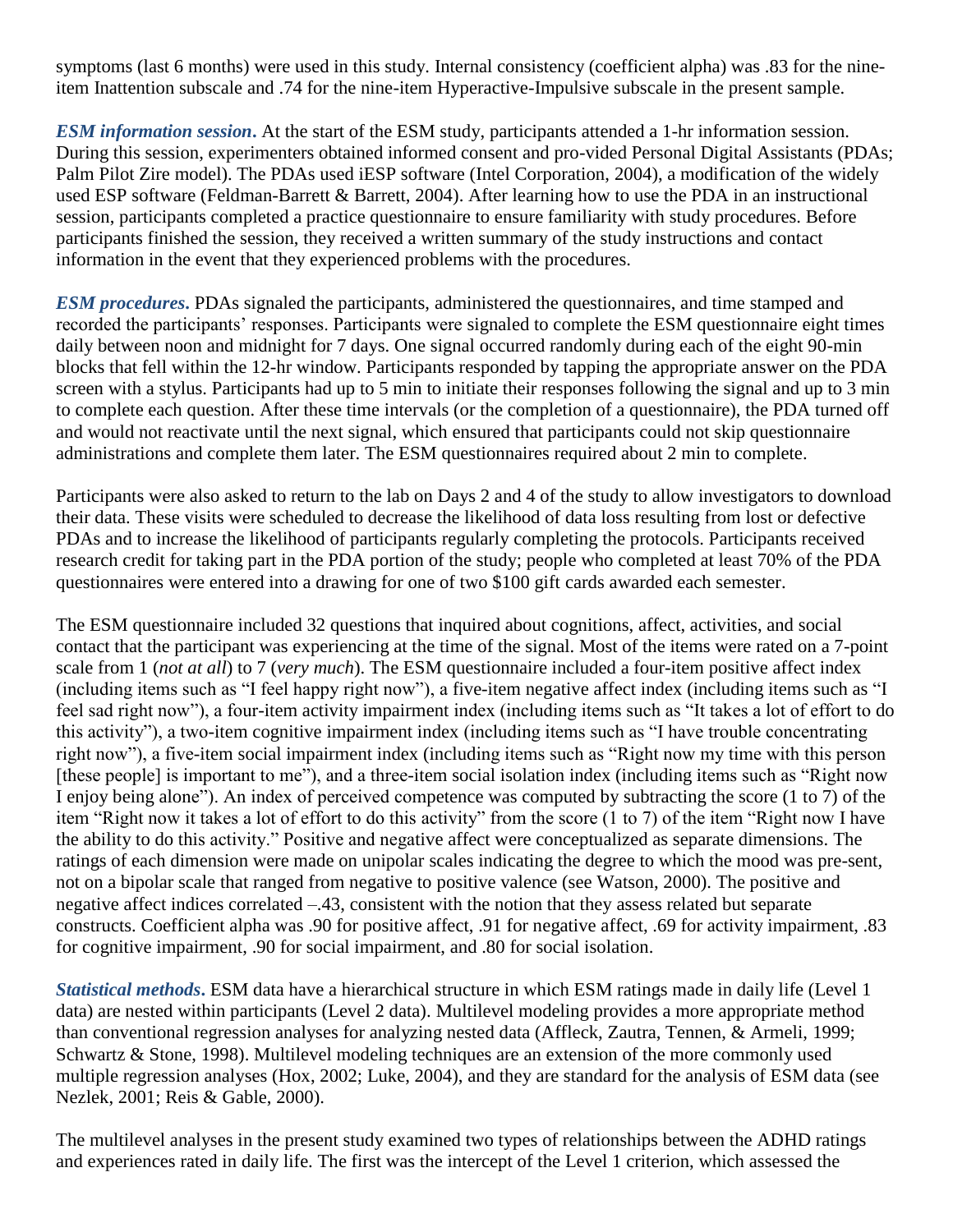symptoms (last 6 months) were used in this study. Internal consistency (coefficient alpha) was .83 for the nine-item Inattention subscale and .74 for the nine-item Hyperactive-Impulsive subscale in the present sample.

***ESM information session*.** At the start of the ESM study, participants attended a 1-hr information session. During this session, experimenters obtained informed consent and pro-vided Personal Digital Assistants (PDAs; Palm Pilot Zire model). The PDAs used iESP software (Intel Corporation, 2004), a modification of the widely used ESP software (Feldman-Barrett & Barrett, 2004). After learning how to use the PDA in an instructional session, participants completed a practice questionnaire to ensure familiarity with study procedures. Before participants finished the session, they received a written summary of the study instructions and contact information in the event that they experienced problems with the procedures.

***ESM procedures*.** PDAs signaled the participants, administered the questionnaires, and time stamped and recorded the participants' responses. Participants were signaled to complete the ESM questionnaire eight times daily between noon and midnight for 7 days. One signal occurred randomly during each of the eight 90-min blocks that fell within the 12-hr window. Participants responded by tapping the appropriate answer on the PDA screen with a stylus. Participants had up to 5 min to initiate their responses following the signal and up to 3 min to complete each question. After these time intervals (or the completion of a questionnaire), the PDA turned off and would not reactivate until the next signal, which ensured that participants could not skip questionnaire administrations and complete them later. The ESM questionnaires required about 2 min to complete.

Participants were also asked to return to the lab on Days 2 and 4 of the study to allow investigators to download their data. These visits were scheduled to decrease the likelihood of data loss resulting from lost or defective PDAs and to increase the likelihood of participants regularly completing the protocols. Participants received research credit for taking part in the PDA portion of the study; people who completed at least 70% of the PDA questionnaires were entered into a drawing for one of two $100 gift cards awarded each semester.

The ESM questionnaire included 32 questions that inquired about cognitions, affect, activities, and social contact that the participant was experiencing at the time of the signal. Most of the items were rated on a 7-point scale from 1 (*not at all*) to 7 (*very much*). The ESM questionnaire included a four-item positive affect index (including items such as "I feel happy right now"), a five-item negative affect index (including items such as "I feel sad right now"), a four-item activity impairment index (including items such as "It takes a lot of effort to do this activity"), a two-item cognitive impairment index (including items such as "I have trouble concentrating right now"), a five-item social impairment index (including items such as "Right now my time with this person [these people] is important to me"), and a three-item social isolation index (including items such as "Right now I enjoy being alone"). An index of perceived competence was computed by subtracting the score (1 to 7) of the item "Right now it takes a lot of effort to do this activity" from the score (1 to 7) of the item "Right now I have the ability to do this activity." Positive and negative affect were conceptualized as separate dimensions. The ratings of each dimension were made on unipolar scales indicating the degree to which the mood was pre-sent, not on a bipolar scale that ranged from negative to positive valence (see Watson, 2000). The positive and negative affect indices correlated –.43, consistent with the notion that they assess related but separate constructs. Coefficient alpha was .90 for positive affect, .91 for negative affect, .69 for activity impairment, .83 for cognitive impairment, .90 for social impairment, and .80 for social isolation.

***Statistical methods*.** ESM data have a hierarchical structure in which ESM ratings made in daily life (Level 1 data) are nested within participants (Level 2 data). Multilevel modeling provides a more appropriate method than conventional regression analyses for analyzing nested data (Affleck, Zautra, Tennen, & Armeli, 1999; Schwartz & Stone, 1998). Multilevel modeling techniques are an extension of the more commonly used multiple regression analyses (Hox, 2002; Luke, 2004), and they are standard for the analysis of ESM data (see Nezlek, 2001; Reis & Gable, 2000).

The multilevel analyses in the present study examined two types of relationships between the ADHD ratings and experiences rated in daily life. The first was the intercept of the Level 1 criterion, which assessed the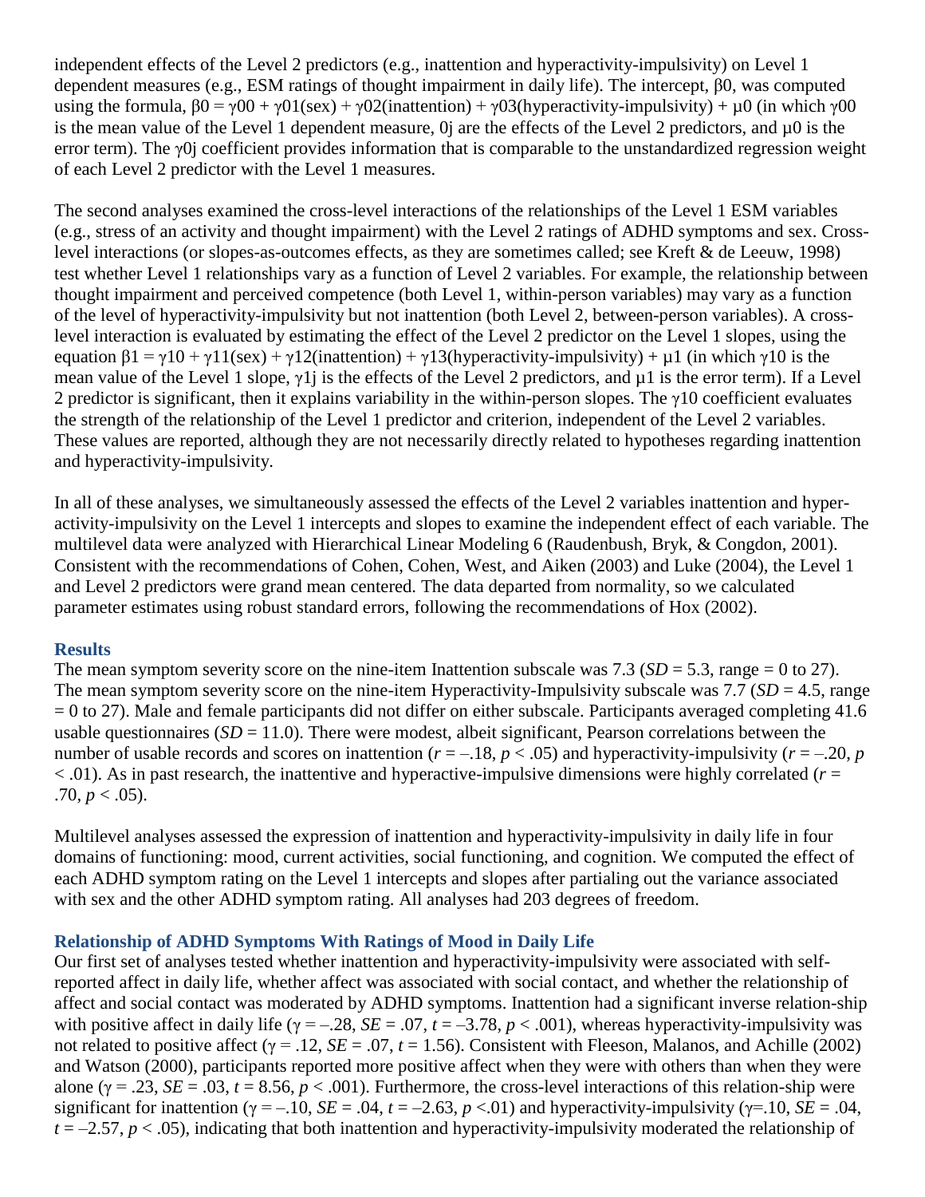independent effects of the Level 2 predictors (e.g., inattention and hyperactivity-impulsivity) on Level 1 dependent measures (e.g., ESM ratings of thought impairment in daily life). The intercept, $\beta 0$, was computed using the formula, $\beta 0 = \gamma 00 + \gamma 01(\text{sex}) + \gamma 02(\text{inattention}) + \gamma 03(\text{hyperactivity-impulsivity}) + \mu 0$ (in which $\gamma 00$ is the mean value of the Level 1 dependent measure, 0j are the effects of the Level 2 predictors, and $\mu 0$ is the error term). The $\gamma 0j$ coefficient provides information that is comparable to the unstandardized regression weight of each Level 2 predictor with the Level 1 measures.

The second analyses examined the cross-level interactions of the relationships of the Level 1 ESM variables (e.g., stress of an activity and thought impairment) with the Level 2 ratings of ADHD symptoms and sex. Cross-level interactions (or slopes-as-outcomes effects, as they are sometimes called; see Kreft & de Leeuw, 1998) test whether Level 1 relationships vary as a function of Level 2 variables. For example, the relationship between thought impairment and perceived competence (both Level 1, within-person variables) may vary as a function of the level of hyperactivity-impulsivity but not inattention (both Level 2, between-person variables). A cross-level interaction is evaluated by estimating the effect of the Level 2 predictor on the Level 1 slopes, using the equation $\beta 1 = \gamma 10 + \gamma 11(\text{sex}) + \gamma 12(\text{inattention}) + \gamma 13(\text{hyperactivity-impulsivity}) + \mu 1$ (in which $\gamma 10$ is the mean value of the Level 1 slope, $\gamma 1j$ is the effects of the Level 2 predictors, and $\mu 1$ is the error term). If a Level 2 predictor is significant, then it explains variability in the within-person slopes. The $\gamma 10$ coefficient evaluates the strength of the relationship of the Level 1 predictor and criterion, independent of the Level 2 variables. These values are reported, although they are not necessarily directly related to hypotheses regarding inattention and hyperactivity-impulsivity.

In all of these analyses, we simultaneously assessed the effects of the Level 2 variables inattention and hyper-activity-impulsivity on the Level 1 intercepts and slopes to examine the independent effect of each variable. The multilevel data were analyzed with Hierarchical Linear Modeling 6 (Raudenbush, Bryk, & Congdon, 2001). Consistent with the recommendations of Cohen, Cohen, West, and Aiken (2003) and Luke (2004), the Level 1 and Level 2 predictors were grand mean centered. The data departed from normality, so we calculated parameter estimates using robust standard errors, following the recommendations of Hox (2002).

## Results

The mean symptom severity score on the nine-item Inattention subscale was 7.3 ($SD = 5.3$, range = 0 to 27). The mean symptom severity score on the nine-item Hyperactivity-Impulsivity subscale was 7.7 ($SD = 4.5$, range = 0 to 27). Male and female participants did not differ on either subscale. Participants averaged completing 41.6 usable questionnaires ($SD = 11.0$). There were modest, albeit significant, Pearson correlations between the number of usable records and scores on inattention ($r = –.18$, $p < .05$) and hyperactivity-impulsivity ($r = –.20$, $p < .01$). As in past research, the inattentive and hyperactive-impulsive dimensions were highly correlated ($r = .70$, $p < .05$).

Multilevel analyses assessed the expression of inattention and hyperactivity-impulsivity in daily life in four domains of functioning: mood, current activities, social functioning, and cognition. We computed the effect of each ADHD symptom rating on the Level 1 intercepts and slopes after partialing out the variance associated with sex and the other ADHD symptom rating. All analyses had 203 degrees of freedom.

### Relationship of ADHD Symptoms With Ratings of Mood in Daily Life

Our first set of analyses tested whether inattention and hyperactivity-impulsivity were associated with self-reported affect in daily life, whether affect was associated with social contact, and whether the relationship of affect and social contact was moderated by ADHD symptoms. Inattention had a significant inverse relation-ship with positive affect in daily life ($\gamma = –.28$, $SE = .07$, $t = –3.78$, $p < .001$), whereas hyperactivity-impulsivity was not related to positive affect ($\gamma = .12$, $SE = .07$, $t = 1.56$). Consistent with Fleeson, Malanos, and Achille (2002) and Watson (2000), participants reported more positive affect when they were with others than when they were alone ($\gamma = .23$, $SE = .03$, $t = 8.56$, $p < .001$). Furthermore, the cross-level interactions of this relation-ship were significant for inattention ($\gamma = –.10$, $SE = .04$, $t = –2.63$, $p < .01$) and hyperactivity-impulsivity ($\gamma = .10$, $SE = .04$, $t = –2.57$, $p < .05$), indicating that both inattention and hyperactivity-impulsivity moderated the relationship of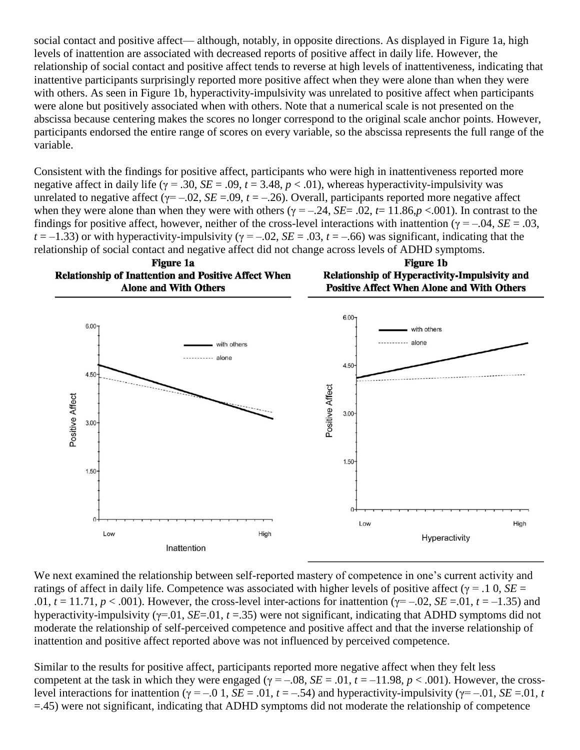social contact and positive affect— although, notably, in opposite directions. As displayed in Figure 1a, high levels of inattention are associated with decreased reports of positive affect in daily life. However, the relationship of social contact and positive affect tends to reverse at high levels of inattentiveness, indicating that inattentive participants surprisingly reported more positive affect when they were alone than when they were with others. As seen in Figure 1b, hyperactivity-impulsivity was unrelated to positive affect when participants were alone but positively associated when with others. Note that a numerical scale is not presented on the abscissa because centering makes the scores no longer correspond to the original scale anchor points. However, participants endorsed the entire range of scores on every variable, so the abscissa represents the full range of the variable.

Consistent with the findings for positive affect, participants who were high in inattentiveness reported more negative affect in daily life ($\gamma = .30$, $SE = .09$, $t = 3.48$, $p < .01$), whereas hyperactivity-impulsivity was unrelated to negative affect ($\gamma = -.02$, $SE = .09$, $t = -.26$). Overall, participants reported more negative affect when they were alone than when they were with others ($\gamma = -.24$, $SE = .02$, $t = 11.86$, $p < .001$). In contrast to the findings for positive affect, however, neither of the cross-level interactions with inattention ($\gamma = -.04$, $SE = .03$, $t = -1.33$) or with hyperactivity-impulsivity ($\gamma = -.02$, $SE = .03$, $t = -.66$) was significant, indicating that the relationship of social contact and negative affect did not change across levels of ADHD symptoms.

**Figure 1a**
**Relationship of Inattention and Positive Affect When Alone and With Others**

**Figure 1b**
**Relationship of Hyperactivity-Impulsivity and Positive Affect When Alone and With Others**

We next examined the relationship between self-reported mastery of competence in one's current activity and ratings of affect in daily life. Competence was associated with higher levels of positive affect ($\gamma = .10$, $SE = .01$, $t = 11.71$, $p < .001$). However, the cross-level inter-actions for inattention ($\gamma = -.02$, $SE = .01$, $t = -1.35$) and hyperactivity-impulsivity ($\gamma = .01$, $SE = .01$, $t = .35$) were not significant, indicating that ADHD symptoms did not moderate the relationship of self-perceived competence and positive affect and that the inverse relationship of inattention and positive affect reported above was not influenced by perceived competence.

Similar to the results for positive affect, participants reported more negative affect when they felt less competent at the task in which they were engaged ($\gamma = -.08$, $SE = .01$, $t = -11.98$, $p < .001$). However, the cross-level interactions for inattention ($\gamma = -.01$, $SE = .01$, $t = -.54$) and hyperactivity-impulsivity ($\gamma = -.01$, $SE = .01$, $t = .45$) were not significant, indicating that ADHD symptoms did not moderate the relationship of competence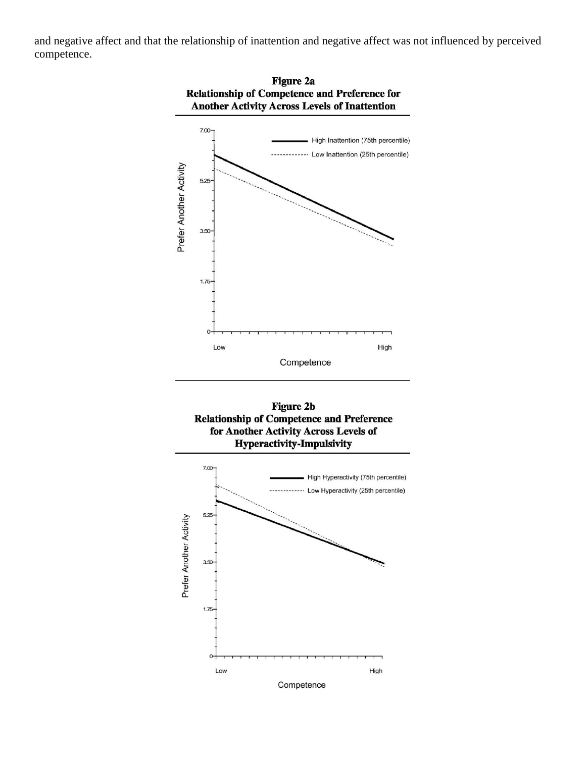and negative affect and that the relationship of inattention and negative affect was not influenced by perceived competence.

**Figure 2a**
**Relationship of Competence and Preference for Another Activity Across Levels of Inattention**

**Figure 2b**
**Relationship of Competence and Preference for Another Activity Across Levels of Hyperactivity-Impulsivity**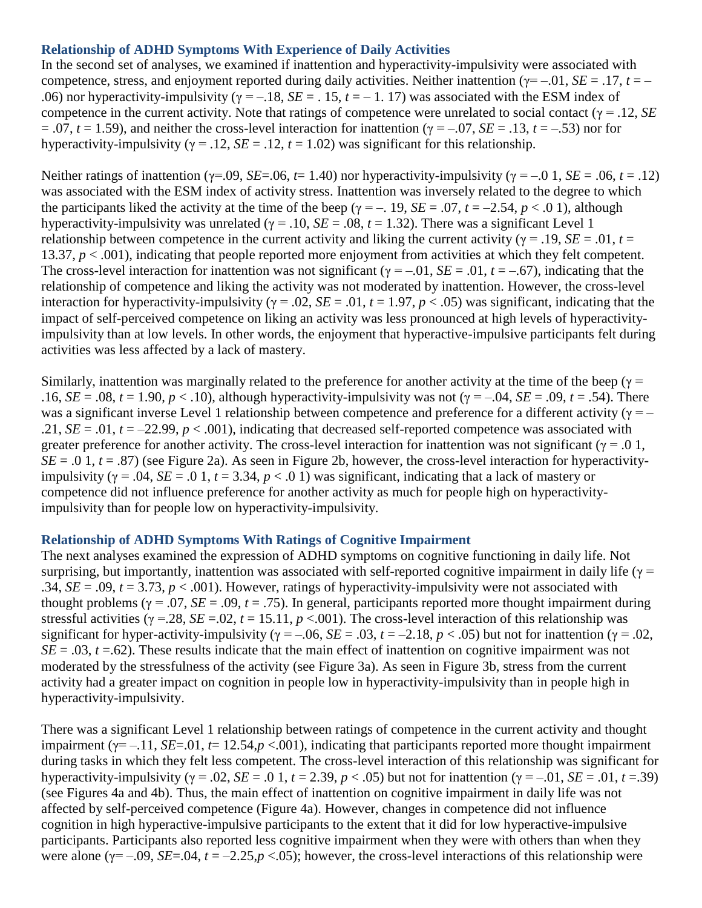### Relationship of ADHD Symptoms With Experience of Daily Activities

In the second set of analyses, we examined if inattention and hyperactivity-impulsivity were associated with competence, stress, and enjoyment reported during daily activities. Neither inattention ($\gamma = -.01$, $SE = .17$, $t = -.06$) nor hyperactivity-impulsivity ($\gamma = -.18$, $SE = .15$, $t = -1.17$) was associated with the ESM index of competence in the current activity. Note that ratings of competence were unrelated to social contact ($\gamma = .12$, $SE = .07$, $t = 1.59$), and neither the cross-level interaction for inattention ($\gamma = -.07$, $SE = .13$, $t = -.53$) nor for hyperactivity-impulsivity ($\gamma = .12$, $SE = .12$, $t = 1.02$) was significant for this relationship.

Neither ratings of inattention ($\gamma = .09$, $SE = .06$, $t = 1.40$) nor hyperactivity-impulsivity ($\gamma = -.01$, $SE = .06$, $t = .12$) was associated with the ESM index of activity stress. Inattention was inversely related to the degree to which the participants liked the activity at the time of the beep ($\gamma = -.19$, $SE = .07$, $t = -2.54$, $p < .01$), although hyperactivity-impulsivity was unrelated ($\gamma = .10$, $SE = .08$, $t = 1.32$). There was a significant Level 1 relationship between competence in the current activity and liking the current activity ($\gamma = .19$, $SE = .01$, $t = 13.37$, $p < .001$), indicating that people reported more enjoyment from activities at which they felt competent. The cross-level interaction for inattention was not significant ($\gamma = -.01$, $SE = .01$, $t = -.67$), indicating that the relationship of competence and liking the activity was not moderated by inattention. However, the cross-level interaction for hyperactivity-impulsivity ($\gamma = .02$, $SE = .01$, $t = 1.97$, $p < .05$) was significant, indicating that the impact of self-perceived competence on liking an activity was less pronounced at high levels of hyperactivity-impulsivity than at low levels. In other words, the enjoyment that hyperactive-impulsive participants felt during activities was less affected by a lack of mastery.

Similarly, inattention was marginally related to the preference for another activity at the time of the beep ($\gamma = .16$, $SE = .08$, $t = 1.90$, $p < .10$), although hyperactivity-impulsivity was not ($\gamma = -.04$, $SE = .09$, $t = .54$). There was a significant inverse Level 1 relationship between competence and preference for a different activity ($\gamma = -.21$, $SE = .01$, $t = -22.99$, $p < .001$), indicating that decreased self-reported competence was associated with greater preference for another activity. The cross-level interaction for inattention was not significant ($\gamma = .01$, $SE = .01$, $t = .87$) (see Figure 2a). As seen in Figure 2b, however, the cross-level interaction for hyperactivity-impulsivity ($\gamma = .04$, $SE = .01$, $t = 3.34$, $p < .01$) was significant, indicating that a lack of mastery or competence did not influence preference for another activity as much for people high on hyperactivity-impulsivity than for people low on hyperactivity-impulsivity.

### Relationship of ADHD Symptoms With Ratings of Cognitive Impairment

The next analyses examined the expression of ADHD symptoms on cognitive functioning in daily life. Not surprising, but importantly, inattention was associated with self-reported cognitive impairment in daily life ($\gamma = .34$, $SE = .09$, $t = 3.73$, $p < .001$). However, ratings of hyperactivity-impulsivity were not associated with thought problems ($\gamma = .07$, $SE = .09$, $t = .75$). In general, participants reported more thought impairment during stressful activities ($\gamma = .28$, $SE = .02$, $t = 15.11$, $p < .001$). The cross-level interaction of this relationship was significant for hyper-activity-impulsivity ($\gamma = -.06$, $SE = .03$, $t = -2.18$, $p < .05$) but not for inattention ($\gamma = .02$, $SE = .03$, $t = .62$). These results indicate that the main effect of inattention on cognitive impairment was not moderated by the stressfulness of the activity (see Figure 3a). As seen in Figure 3b, stress from the current activity had a greater impact on cognition in people low in hyperactivity-impulsivity than in people high in hyperactivity-impulsivity.

There was a significant Level 1 relationship between ratings of competence in the current activity and thought impairment ($\gamma = -.11$, $SE = .01$, $t = 12.54$, $p < .001$), indicating that participants reported more thought impairment during tasks in which they felt less competent. The cross-level interaction of this relationship was significant for hyperactivity-impulsivity ($\gamma = .02$, $SE = .01$, $t = 2.39$, $p < .05$) but not for inattention ($\gamma = -.01$, $SE = .01$, $t = .39$) (see Figures 4a and 4b). Thus, the main effect of inattention on cognitive impairment in daily life was not affected by self-perceived competence (Figure 4a). However, changes in competence did not influence cognition in high hyperactive-impulsive participants to the extent that it did for low hyperactive-impulsive participants. Participants also reported less cognitive impairment when they were with others than when they were alone ($\gamma = -.09$, $SE = .04$, $t = -2.25$, $p < .05$); however, the cross-level interactions of this relationship were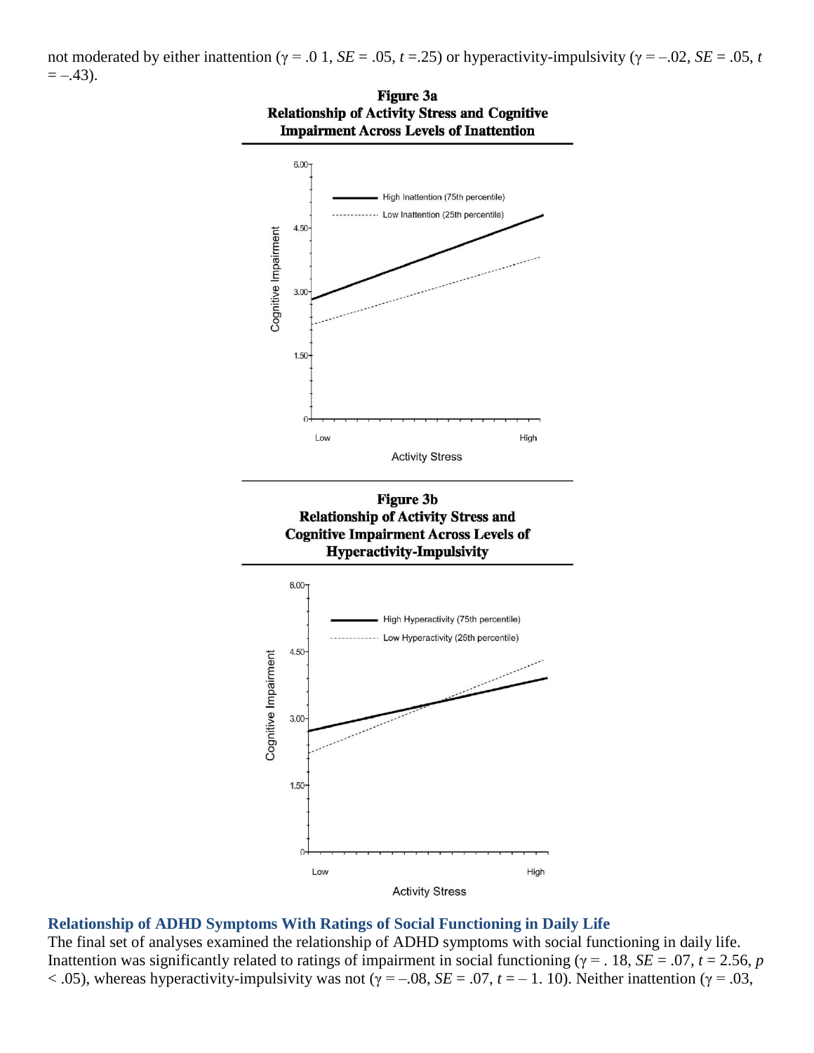not moderated by either inattention ($\gamma$ = .0 1, *SE* = .05, *t* =.25) or hyperactivity-impulsivity ($\gamma$ = –.02, *SE* = .05, *t* = –.43).

**Figure 3a**
**Relationship of Activity Stress and Cognitive Impairment Across Levels of Inattention**

**Figure 3b**
**Relationship of Activity Stress and Cognitive Impairment Across Levels of Hyperactivity-Impulsivity**

## Relationship of ADHD Symptoms With Ratings of Social Functioning in Daily Life

The final set of analyses examined the relationship of ADHD symptoms with social functioning in daily life. Inattention was significantly related to ratings of impairment in social functioning ($\gamma$ = . 18, *SE* = .07, *t* = 2.56, $p < .05$), whereas hyperactivity-impulsivity was not ($\gamma$ = –.08, *SE* = .07, *t* = – 1. 10). Neither inattention ($\gamma$ = .03,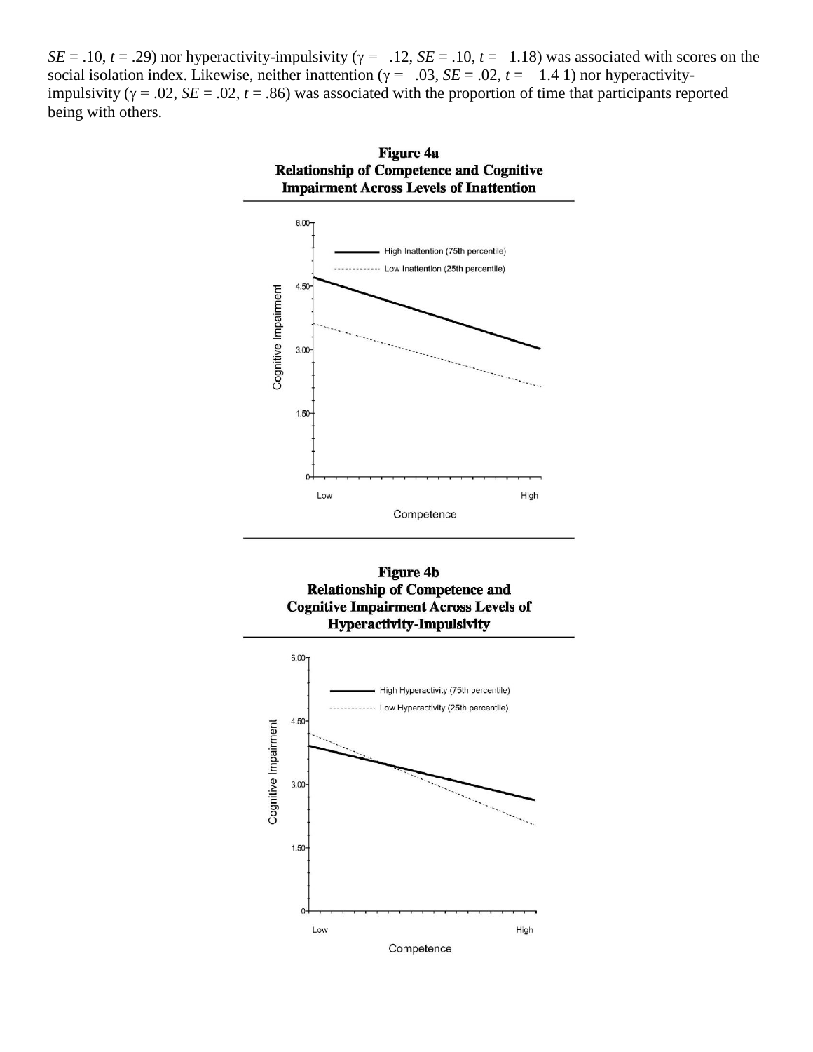$SE$ = .10, $t$ = .29) nor hyperactivity-impulsivity ($\gamma$ = –.12, $SE$ = .10, $t$ = –1.18) was associated with scores on the social isolation index. Likewise, neither inattention ($\gamma$ = –.03, $SE$ = .02, $t$ = – 1.4 1) nor hyperactivity-impulsivity ($\gamma$ = .02, $SE$ = .02, $t$ = .86) was associated with the proportion of time that participants reported being with others.

**Figure 4a**
**Relationship of Competence and Cognitive Impairment Across Levels of Inattention**

**Figure 4b**
**Relationship of Competence and Cognitive Impairment Across Levels of Hyperactivity-Impulsivity**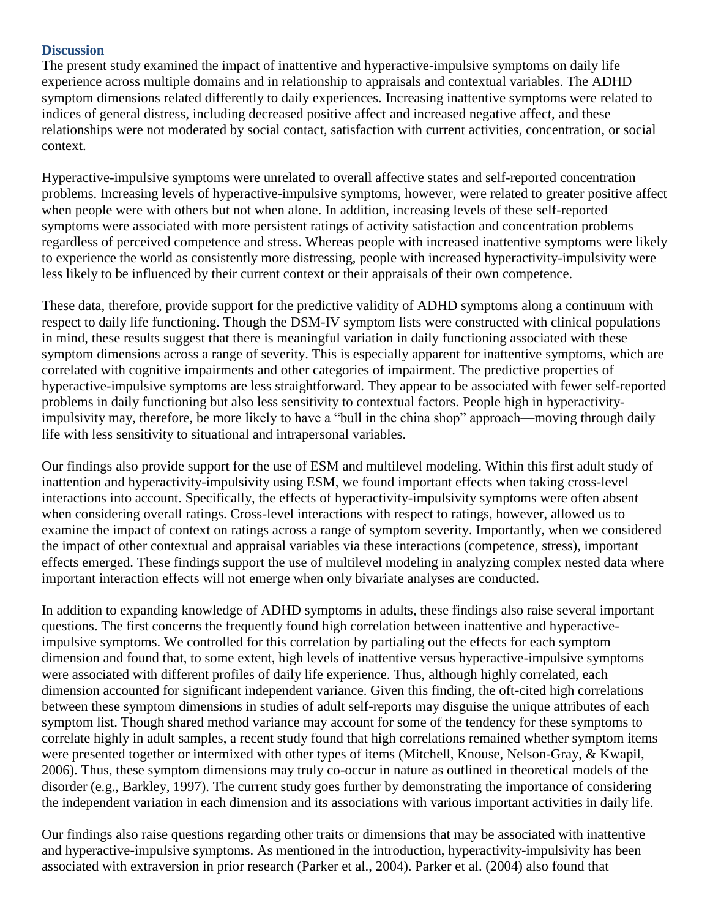## Discussion

The present study examined the impact of inattentive and hyperactive-impulsive symptoms on daily life experience across multiple domains and in relationship to appraisals and contextual variables. The ADHD symptom dimensions related differently to daily experiences. Increasing inattentive symptoms were related to indices of general distress, including decreased positive affect and increased negative affect, and these relationships were not moderated by social contact, satisfaction with current activities, concentration, or social context.

Hyperactive-impulsive symptoms were unrelated to overall affective states and self-reported concentration problems. Increasing levels of hyperactive-impulsive symptoms, however, were related to greater positive affect when people were with others but not when alone. In addition, increasing levels of these self-reported symptoms were associated with more persistent ratings of activity satisfaction and concentration problems regardless of perceived competence and stress. Whereas people with increased inattentive symptoms were likely to experience the world as consistently more distressing, people with increased hyperactivity-impulsivity were less likely to be influenced by their current context or their appraisals of their own competence.

These data, therefore, provide support for the predictive validity of ADHD symptoms along a continuum with respect to daily life functioning. Though the DSM-IV symptom lists were constructed with clinical populations in mind, these results suggest that there is meaningful variation in daily functioning associated with these symptom dimensions across a range of severity. This is especially apparent for inattentive symptoms, which are correlated with cognitive impairments and other categories of impairment. The predictive properties of hyperactive-impulsive symptoms are less straightforward. They appear to be associated with fewer self-reported problems in daily functioning but also less sensitivity to contextual factors. People high in hyperactivity-impulsivity may, therefore, be more likely to have a "bull in the china shop" approach—moving through daily life with less sensitivity to situational and intrapersonal variables.

Our findings also provide support for the use of ESM and multilevel modeling. Within this first adult study of inattention and hyperactivity-impulsivity using ESM, we found important effects when taking cross-level interactions into account. Specifically, the effects of hyperactivity-impulsivity symptoms were often absent when considering overall ratings. Cross-level interactions with respect to ratings, however, allowed us to examine the impact of context on ratings across a range of symptom severity. Importantly, when we considered the impact of other contextual and appraisal variables via these interactions (competence, stress), important effects emerged. These findings support the use of multilevel modeling in analyzing complex nested data where important interaction effects will not emerge when only bivariate analyses are conducted.

In addition to expanding knowledge of ADHD symptoms in adults, these findings also raise several important questions. The first concerns the frequently found high correlation between inattentive and hyperactive-impulsive symptoms. We controlled for this correlation by partialing out the effects for each symptom dimension and found that, to some extent, high levels of inattentive versus hyperactive-impulsive symptoms were associated with different profiles of daily life experience. Thus, although highly correlated, each dimension accounted for significant independent variance. Given this finding, the oft-cited high correlations between these symptom dimensions in studies of adult self-reports may disguise the unique attributes of each symptom list. Though shared method variance may account for some of the tendency for these symptoms to correlate highly in adult samples, a recent study found that high correlations remained whether symptom items were presented together or intermixed with other types of items (Mitchell, Knouse, Nelson-Gray, & Kwapil, 2006). Thus, these symptom dimensions may truly co-occur in nature as outlined in theoretical models of the disorder (e.g., Barkley, 1997). The current study goes further by demonstrating the importance of considering the independent variation in each dimension and its associations with various important activities in daily life.

Our findings also raise questions regarding other traits or dimensions that may be associated with inattentive and hyperactive-impulsive symptoms. As mentioned in the introduction, hyperactivity-impulsivity has been associated with extraversion in prior research (Parker et al., 2004). Parker et al. (2004) also found that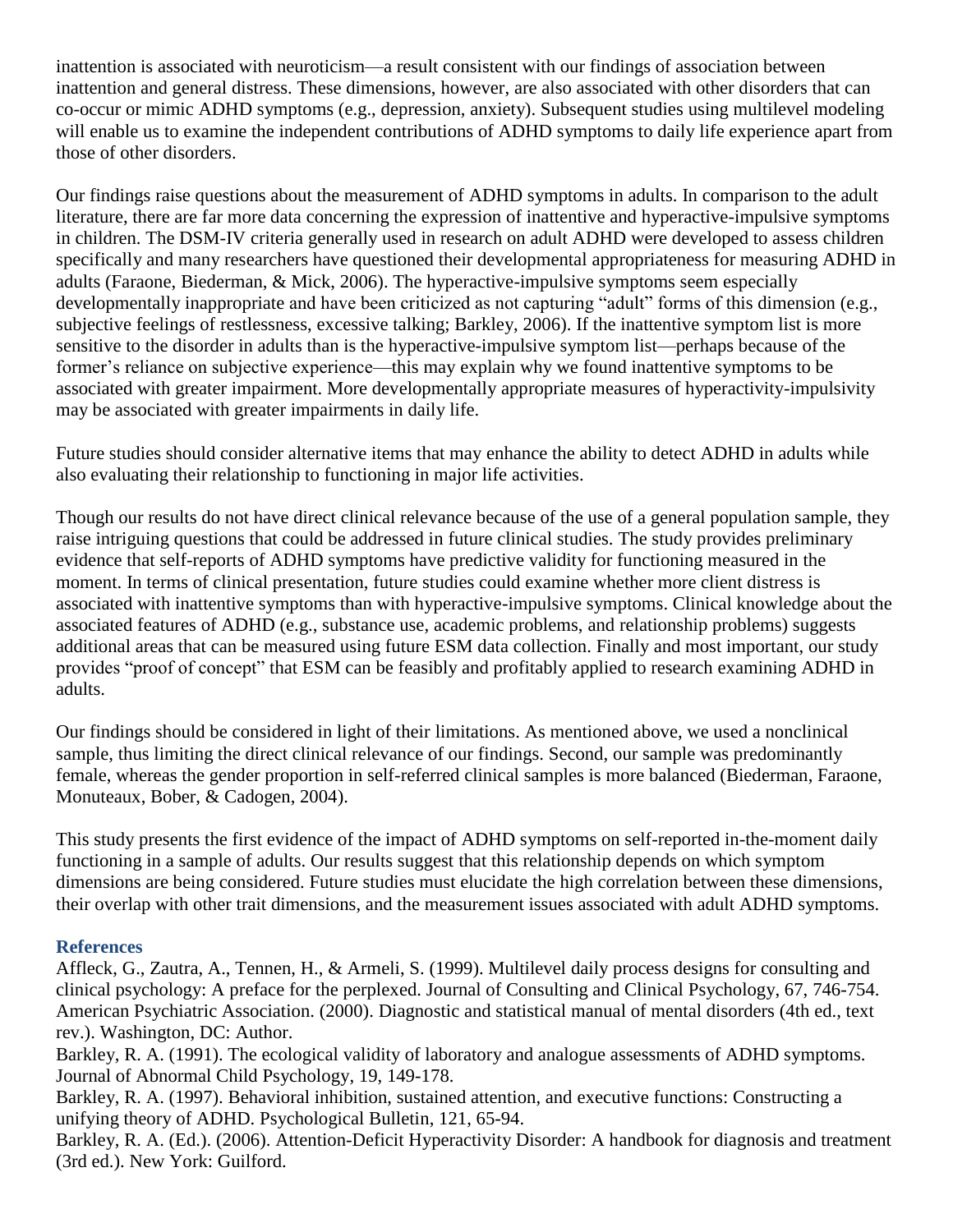inattention is associated with neuroticism—a result consistent with our findings of association between inattention and general distress. These dimensions, however, are also associated with other disorders that can co-occur or mimic ADHD symptoms (e.g., depression, anxiety). Subsequent studies using multilevel modeling will enable us to examine the independent contributions of ADHD symptoms to daily life experience apart from those of other disorders.

Our findings raise questions about the measurement of ADHD symptoms in adults. In comparison to the adult literature, there are far more data concerning the expression of inattentive and hyperactive-impulsive symptoms in children. The DSM-IV criteria generally used in research on adult ADHD were developed to assess children specifically and many researchers have questioned their developmental appropriateness for measuring ADHD in adults (Faraone, Biederman, & Mick, 2006). The hyperactive-impulsive symptoms seem especially developmentally inappropriate and have been criticized as not capturing "adult" forms of this dimension (e.g., subjective feelings of restlessness, excessive talking; Barkley, 2006). If the inattentive symptom list is more sensitive to the disorder in adults than is the hyperactive-impulsive symptom list—perhaps because of the former's reliance on subjective experience—this may explain why we found inattentive symptoms to be associated with greater impairment. More developmentally appropriate measures of hyperactivity-impulsivity may be associated with greater impairments in daily life.

Future studies should consider alternative items that may enhance the ability to detect ADHD in adults while also evaluating their relationship to functioning in major life activities.

Though our results do not have direct clinical relevance because of the use of a general population sample, they raise intriguing questions that could be addressed in future clinical studies. The study provides preliminary evidence that self-reports of ADHD symptoms have predictive validity for functioning measured in the moment. In terms of clinical presentation, future studies could examine whether more client distress is associated with inattentive symptoms than with hyperactive-impulsive symptoms. Clinical knowledge about the associated features of ADHD (e.g., substance use, academic problems, and relationship problems) suggests additional areas that can be measured using future ESM data collection. Finally and most important, our study provides "proof of concept" that ESM can be feasibly and profitably applied to research examining ADHD in adults.

Our findings should be considered in light of their limitations. As mentioned above, we used a nonclinical sample, thus limiting the direct clinical relevance of our findings. Second, our sample was predominantly female, whereas the gender proportion in self-referred clinical samples is more balanced (Biederman, Faraone, Monuteaux, Bober, & Cadogen, 2004).

This study presents the first evidence of the impact of ADHD symptoms on self-reported in-the-moment daily functioning in a sample of adults. Our results suggest that this relationship depends on which symptom dimensions are being considered. Future studies must elucidate the high correlation between these dimensions, their overlap with other trait dimensions, and the measurement issues associated with adult ADHD symptoms.

## References

Affleck, G., Zautra, A., Tennen, H., & Armeli, S. (1999). Multilevel daily process designs for consulting and clinical psychology: A preface for the perplexed. Journal of Consulting and Clinical Psychology, 67, 746-754.

American Psychiatric Association. (2000). Diagnostic and statistical manual of mental disorders (4th ed., text rev.). Washington, DC: Author.

Barkley, R. A. (1991). The ecological validity of laboratory and analogue assessments of ADHD symptoms. Journal of Abnormal Child Psychology, 19, 149-178.

Barkley, R. A. (1997). Behavioral inhibition, sustained attention, and executive functions: Constructing a unifying theory of ADHD. Psychological Bulletin, 121, 65-94.

Barkley, R. A. (Ed.). (2006). Attention-Deficit Hyperactivity Disorder: A handbook for diagnosis and treatment (3rd ed.). New York: Guilford.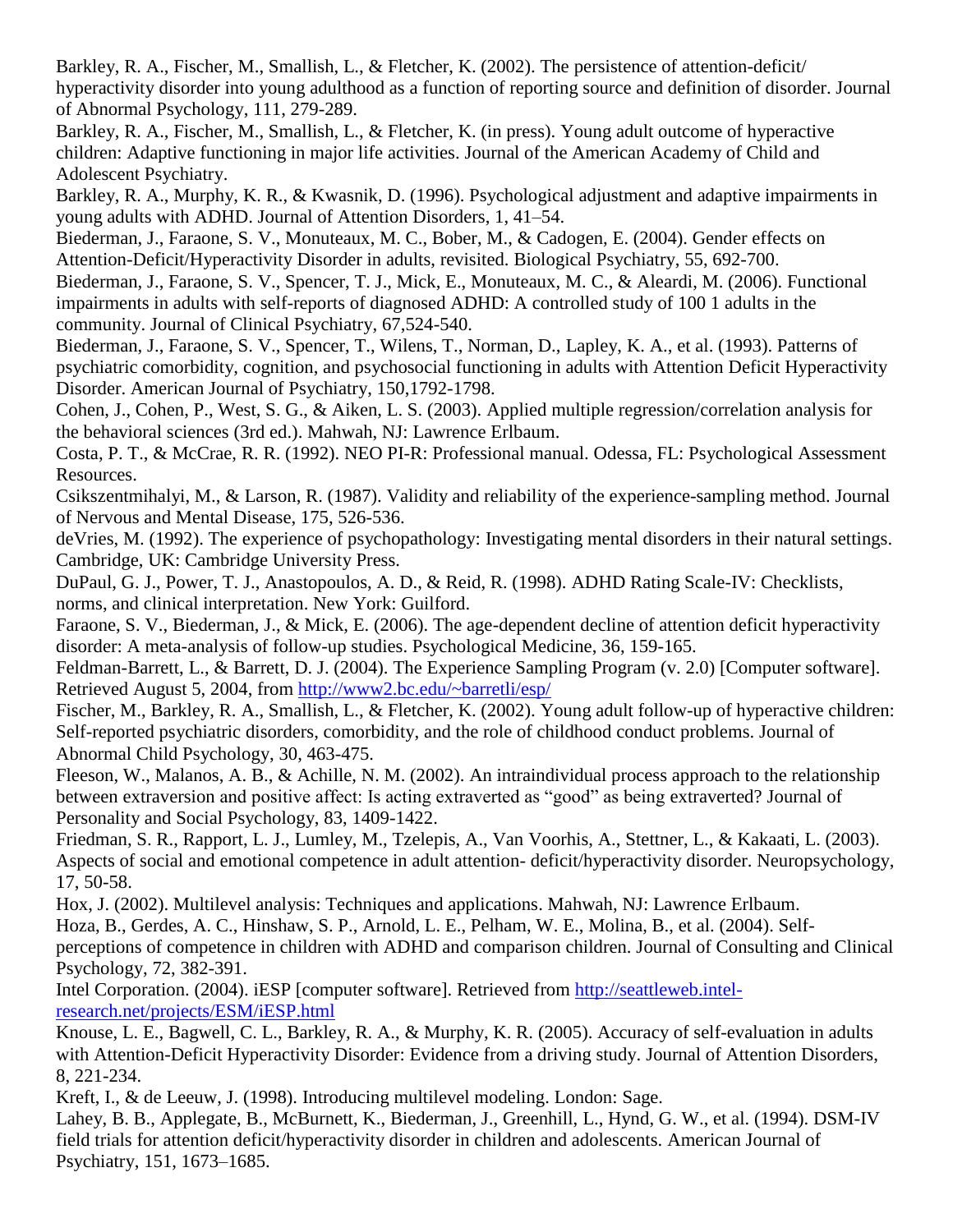Barkley, R. A., Fischer, M., Smallish, L., & Fletcher, K. (2002). The persistence of attention-deficit/ hyperactivity disorder into young adulthood as a function of reporting source and definition of disorder. Journal of Abnormal Psychology, 111, 279-289.

Barkley, R. A., Fischer, M., Smallish, L., & Fletcher, K. (in press). Young adult outcome of hyperactive children: Adaptive functioning in major life activities. Journal of the American Academy of Child and Adolescent Psychiatry.

Barkley, R. A., Murphy, K. R., & Kwasnik, D. (1996). Psychological adjustment and adaptive impairments in young adults with ADHD. Journal of Attention Disorders, 1, 41–54.

Biederman, J., Faraone, S. V., Monuteaux, M. C., Bober, M., & Cadogen, E. (2004). Gender effects on Attention-Deficit/Hyperactivity Disorder in adults, revisited. Biological Psychiatry, 55, 692-700.

Biederman, J., Faraone, S. V., Spencer, T. J., Mick, E., Monuteaux, M. C., & Aleardi, M. (2006). Functional impairments in adults with self-reports of diagnosed ADHD: A controlled study of 100 1 adults in the community. Journal of Clinical Psychiatry, 67,524-540.

Biederman, J., Faraone, S. V., Spencer, T., Wilens, T., Norman, D., Lapley, K. A., et al. (1993). Patterns of psychiatric comorbidity, cognition, and psychosocial functioning in adults with Attention Deficit Hyperactivity Disorder. American Journal of Psychiatry, 150,1792-1798.

Cohen, J., Cohen, P., West, S. G., & Aiken, L. S. (2003). Applied multiple regression/correlation analysis for the behavioral sciences (3rd ed.). Mahwah, NJ: Lawrence Erlbaum.

Costa, P. T., & McCrae, R. R. (1992). NEO PI-R: Professional manual. Odessa, FL: Psychological Assessment Resources.

Csikszentmihalyi, M., & Larson, R. (1987). Validity and reliability of the experience-sampling method. Journal of Nervous and Mental Disease, 175, 526-536.

deVries, M. (1992). The experience of psychopathology: Investigating mental disorders in their natural settings. Cambridge, UK: Cambridge University Press.

DuPaul, G. J., Power, T. J., Anastopoulos, A. D., & Reid, R. (1998). ADHD Rating Scale-IV: Checklists, norms, and clinical interpretation. New York: Guilford.

Faraone, S. V., Biederman, J., & Mick, E. (2006). The age-dependent decline of attention deficit hyperactivity disorder: A meta-analysis of follow-up studies. Psychological Medicine, 36, 159-165.

Feldman-Barrett, L., & Barrett, D. J. (2004). The Experience Sampling Program (v. 2.0) [Computer software]. Retrieved August 5, 2004, from http://www2.bc.edu/~barretli/esp/

Fischer, M., Barkley, R. A., Smallish, L., & Fletcher, K. (2002). Young adult follow-up of hyperactive children: Self-reported psychiatric disorders, comorbidity, and the role of childhood conduct problems. Journal of Abnormal Child Psychology, 30, 463-475.

Fleeson, W., Malanos, A. B., & Achille, N. M. (2002). An intraindividual process approach to the relationship between extraversion and positive affect: Is acting extraverted as "good" as being extraverted? Journal of Personality and Social Psychology, 83, 1409-1422.

Friedman, S. R., Rapport, L. J., Lumley, M., Tzelepis, A., Van Voorhis, A., Stettner, L., & Kakaati, L. (2003). Aspects of social and emotional competence in adult attention- deficit/hyperactivity disorder. Neuropsychology, 17, 50-58.

Hox, J. (2002). Multilevel analysis: Techniques and applications. Mahwah, NJ: Lawrence Erlbaum.

Hoza, B., Gerdes, A. C., Hinshaw, S. P., Arnold, L. E., Pelham, W. E., Molina, B., et al. (2004). Self-perceptions of competence in children with ADHD and comparison children. Journal of Consulting and Clinical Psychology, 72, 382-391.

Intel Corporation. (2004). iESP [computer software]. Retrieved from http://seattleweb.intel-research.net/projects/ESM/iESP.html

Knouse, L. E., Bagwell, C. L., Barkley, R. A., & Murphy, K. R. (2005). Accuracy of self-evaluation in adults with Attention-Deficit Hyperactivity Disorder: Evidence from a driving study. Journal of Attention Disorders, 8, 221-234.

Kreft, I., & de Leeuw, J. (1998). Introducing multilevel modeling. London: Sage.

Lahey, B. B., Applegate, B., McBurnett, K., Biederman, J., Greenhill, L., Hynd, G. W., et al. (1994). DSM-IV field trials for attention deficit/hyperactivity disorder in children and adolescents. American Journal of Psychiatry, 151, 1673–1685.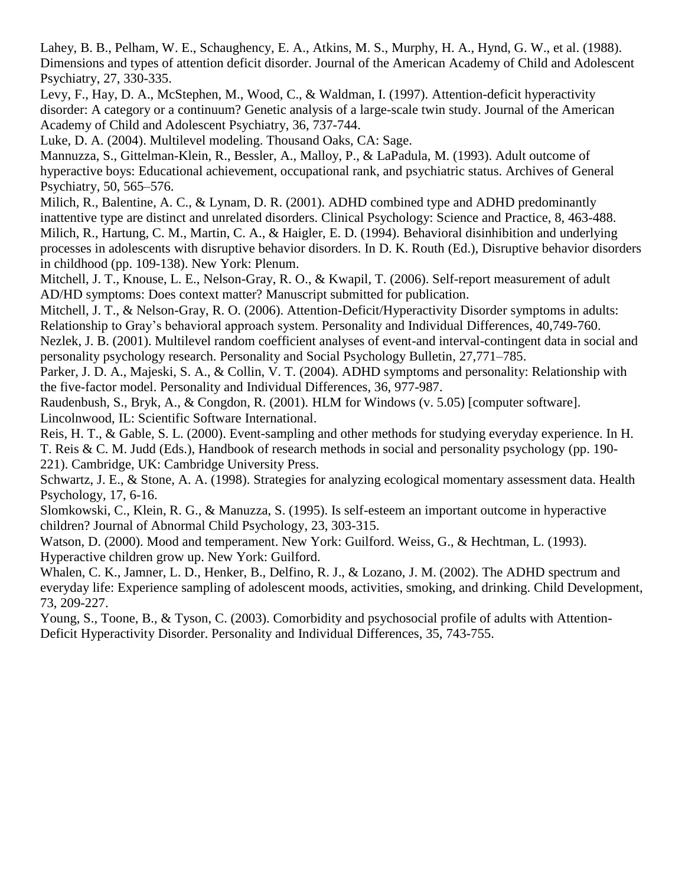Lahey, B. B., Pelham, W. E., Schaughency, E. A., Atkins, M. S., Murphy, H. A., Hynd, G. W., et al. (1988). Dimensions and types of attention deficit disorder. Journal of the American Academy of Child and Adolescent Psychiatry, 27, 330-335.

Levy, F., Hay, D. A., McStephen, M., Wood, C., & Waldman, I. (1997). Attention-deficit hyperactivity disorder: A category or a continuum? Genetic analysis of a large-scale twin study. Journal of the American Academy of Child and Adolescent Psychiatry, 36, 737-744.

Luke, D. A. (2004). Multilevel modeling. Thousand Oaks, CA: Sage.

Mannuzza, S., Gittelman-Klein, R., Bessler, A., Malloy, P., & LaPadula, M. (1993). Adult outcome of hyperactive boys: Educational achievement, occupational rank, and psychiatric status. Archives of General Psychiatry, 50, 565–576.

Milich, R., Balentine, A. C., & Lynam, D. R. (2001). ADHD combined type and ADHD predominantly inattentive type are distinct and unrelated disorders. Clinical Psychology: Science and Practice, 8, 463-488.

Milich, R., Hartung, C. M., Martin, C. A., & Haigler, E. D. (1994). Behavioral disinhibition and underlying processes in adolescents with disruptive behavior disorders. In D. K. Routh (Ed.), Disruptive behavior disorders in childhood (pp. 109-138). New York: Plenum.

Mitchell, J. T., Knouse, L. E., Nelson-Gray, R. O., & Kwapil, T. (2006). Self-report measurement of adult AD/HD symptoms: Does context matter? Manuscript submitted for publication.

Mitchell, J. T., & Nelson-Gray, R. O. (2006). Attention-Deficit/Hyperactivity Disorder symptoms in adults: Relationship to Gray's behavioral approach system. Personality and Individual Differences, 40,749-760.

Nezlek, J. B. (2001). Multilevel random coefficient analyses of event-and interval-contingent data in social and personality psychology research. Personality and Social Psychology Bulletin, 27,771–785.

Parker, J. D. A., Majeski, S. A., & Collin, V. T. (2004). ADHD symptoms and personality: Relationship with the five-factor model. Personality and Individual Differences, 36, 977-987.

Raudenbush, S., Bryk, A., & Congdon, R. (2001). HLM for Windows (v. 5.05) [computer software]. Lincolnwood, IL: Scientific Software International.

Reis, H. T., & Gable, S. L. (2000). Event-sampling and other methods for studying everyday experience. In H. T. Reis & C. M. Judd (Eds.), Handbook of research methods in social and personality psychology (pp. 190-221). Cambridge, UK: Cambridge University Press.

Schwartz, J. E., & Stone, A. A. (1998). Strategies for analyzing ecological momentary assessment data. Health Psychology, 17, 6-16.

Slomkowski, C., Klein, R. G., & Manuzza, S. (1995). Is self-esteem an important outcome in hyperactive children? Journal of Abnormal Child Psychology, 23, 303-315.

Watson, D. (2000). Mood and temperament. New York: Guilford. Weiss, G., & Hechtman, L. (1993). Hyperactive children grow up. New York: Guilford.

Whalen, C. K., Jamner, L. D., Henker, B., Delfino, R. J., & Lozano, J. M. (2002). The ADHD spectrum and everyday life: Experience sampling of adolescent moods, activities, smoking, and drinking. Child Development, 73, 209-227.

Young, S., Toone, B., & Tyson, C. (2003). Comorbidity and psychosocial profile of adults with Attention-Deficit Hyperactivity Disorder. Personality and Individual Differences, 35, 743-755.